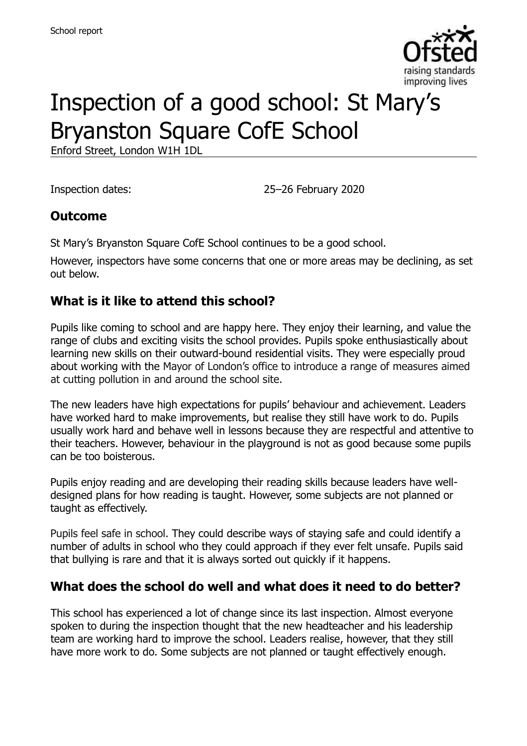School report

# Inspection of a good school: St Mary's Bryanston Square CofE School

Enford Street, London W1H 1DL

Inspection dates: 25–26 February 2020

## Outcome

St Mary's Bryanston Square CofE School continues to be a good school.

However, inspectors have some concerns that one or more areas may be declining, as set out below.

## What is it like to attend this school?

Pupils like coming to school and are happy here. They enjoy their learning, and value the range of clubs and exciting visits the school provides. Pupils spoke enthusiastically about learning new skills on their outward-bound residential visits. They were especially proud about working with the Mayor of London's office to introduce a range of measures aimed at cutting pollution in and around the school site.

The new leaders have high expectations for pupils' behaviour and achievement. Leaders have worked hard to make improvements, but realise they still have work to do. Pupils usually work hard and behave well in lessons because they are respectful and attentive to their teachers. However, behaviour in the playground is not as good because some pupils can be too boisterous.

Pupils enjoy reading and are developing their reading skills because leaders have well-designed plans for how reading is taught. However, some subjects are not planned or taught as effectively.

Pupils feel safe in school. They could describe ways of staying safe and could identify a number of adults in school who they could approach if they ever felt unsafe. Pupils said that bullying is rare and that it is always sorted out quickly if it happens.

## What does the school do well and what does it need to do better?

This school has experienced a lot of change since its last inspection. Almost everyone spoken to during the inspection thought that the new headteacher and his leadership team are working hard to improve the school. Leaders realise, however, that they still have more work to do. Some subjects are not planned or taught effectively enough.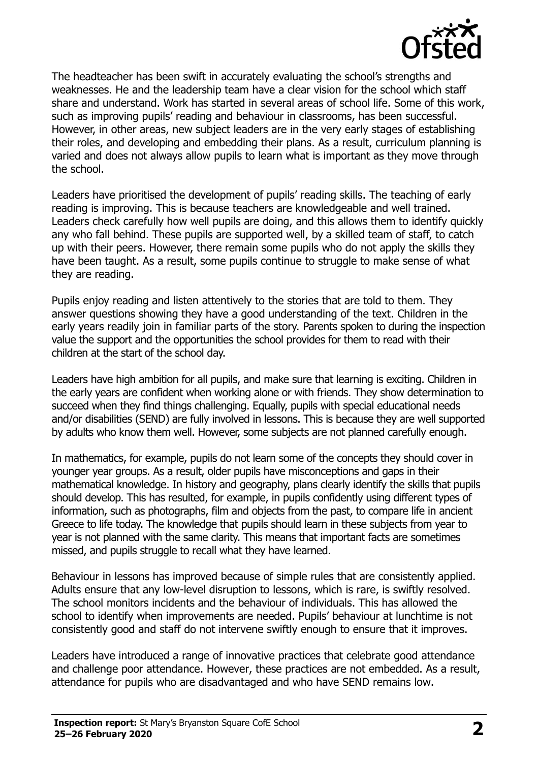The headteacher has been swift in accurately evaluating the school's strengths and weaknesses. He and the leadership team have a clear vision for the school which staff share and understand. Work has started in several areas of school life. Some of this work, such as improving pupils' reading and behaviour in classrooms, has been successful. However, in other areas, new subject leaders are in the very early stages of establishing their roles, and developing and embedding their plans. As a result, curriculum planning is varied and does not always allow pupils to learn what is important as they move through the school.

Leaders have prioritised the development of pupils' reading skills. The teaching of early reading is improving. This is because teachers are knowledgeable and well trained. Leaders check carefully how well pupils are doing, and this allows them to identify quickly any who fall behind. These pupils are supported well, by a skilled team of staff, to catch up with their peers. However, there remain some pupils who do not apply the skills they have been taught. As a result, some pupils continue to struggle to make sense of what they are reading.

Pupils enjoy reading and listen attentively to the stories that are told to them. They answer questions showing they have a good understanding of the text. Children in the early years readily join in familiar parts of the story. Parents spoken to during the inspection value the support and the opportunities the school provides for them to read with their children at the start of the school day.

Leaders have high ambition for all pupils, and make sure that learning is exciting. Children in the early years are confident when working alone or with friends. They show determination to succeed when they find things challenging. Equally, pupils with special educational needs and/or disabilities (SEND) are fully involved in lessons. This is because they are well supported by adults who know them well. However, some subjects are not planned carefully enough.

In mathematics, for example, pupils do not learn some of the concepts they should cover in younger year groups. As a result, older pupils have misconceptions and gaps in their mathematical knowledge. In history and geography, plans clearly identify the skills that pupils should develop. This has resulted, for example, in pupils confidently using different types of information, such as photographs, film and objects from the past, to compare life in ancient Greece to life today. The knowledge that pupils should learn in these subjects from year to year is not planned with the same clarity. This means that important facts are sometimes missed, and pupils struggle to recall what they have learned.

Behaviour in lessons has improved because of simple rules that are consistently applied. Adults ensure that any low-level disruption to lessons, which is rare, is swiftly resolved. The school monitors incidents and the behaviour of individuals. This has allowed the school to identify when improvements are needed. Pupils' behaviour at lunchtime is not consistently good and staff do not intervene swiftly enough to ensure that it improves.

Leaders have introduced a range of innovative practices that celebrate good attendance and challenge poor attendance. However, these practices are not embedded. As a result, attendance for pupils who are disadvantaged and who have SEND remains low.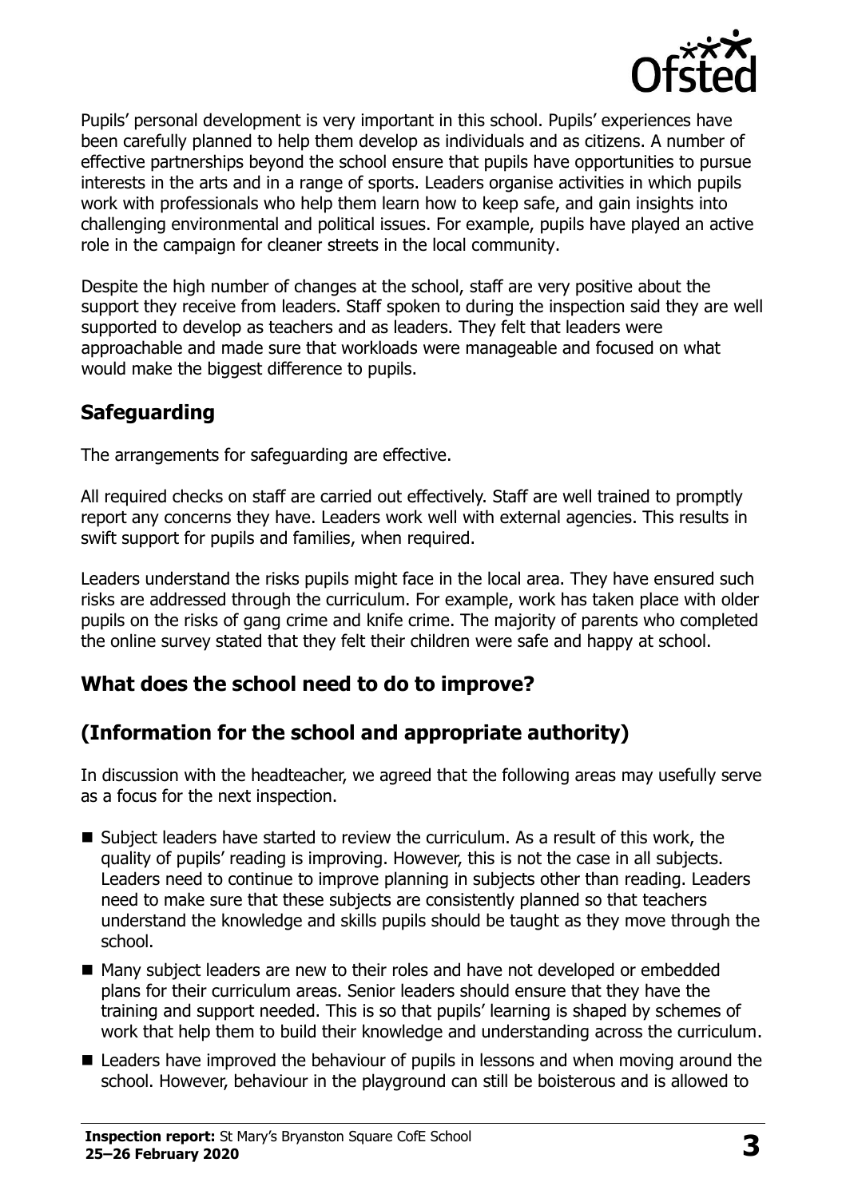Pupils' personal development is very important in this school. Pupils' experiences have been carefully planned to help them develop as individuals and as citizens. A number of effective partnerships beyond the school ensure that pupils have opportunities to pursue interests in the arts and in a range of sports. Leaders organise activities in which pupils work with professionals who help them learn how to keep safe, and gain insights into challenging environmental and political issues. For example, pupils have played an active role in the campaign for cleaner streets in the local community.

Despite the high number of changes at the school, staff are very positive about the support they receive from leaders. Staff spoken to during the inspection said they are well supported to develop as teachers and as leaders. They felt that leaders were approachable and made sure that workloads were manageable and focused on what would make the biggest difference to pupils.

## Safeguarding

The arrangements for safeguarding are effective.

All required checks on staff are carried out effectively. Staff are well trained to promptly report any concerns they have. Leaders work well with external agencies. This results in swift support for pupils and families, when required.

Leaders understand the risks pupils might face in the local area. They have ensured such risks are addressed through the curriculum. For example, work has taken place with older pupils on the risks of gang crime and knife crime. The majority of parents who completed the online survey stated that they felt their children were safe and happy at school.

## What does the school need to do to improve?

## (Information for the school and appropriate authority)

In discussion with the headteacher, we agreed that the following areas may usefully serve as a focus for the next inspection.

- Subject leaders have started to review the curriculum. As a result of this work, the quality of pupils' reading is improving. However, this is not the case in all subjects. Leaders need to continue to improve planning in subjects other than reading. Leaders need to make sure that these subjects are consistently planned so that teachers understand the knowledge and skills pupils should be taught as they move through the school.
- Many subject leaders are new to their roles and have not developed or embedded plans for their curriculum areas. Senior leaders should ensure that they have the training and support needed. This is so that pupils' learning is shaped by schemes of work that help them to build their knowledge and understanding across the curriculum.
- Leaders have improved the behaviour of pupils in lessons and when moving around the school. However, behaviour in the playground can still be boisterous and is allowed to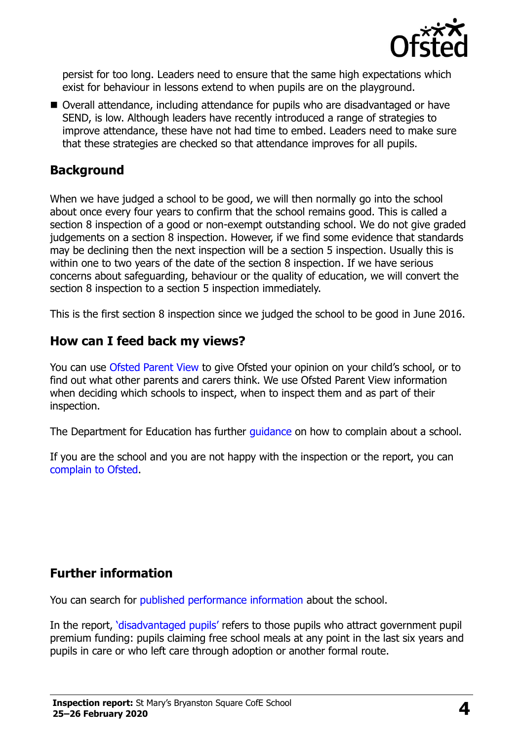persist for too long. Leaders need to ensure that the same high expectations which exist for behaviour in lessons extend to when pupils are on the playground.

- Overall attendance, including attendance for pupils who are disadvantaged or have SEND, is low. Although leaders have recently introduced a range of strategies to improve attendance, these have not had time to embed. Leaders need to make sure that these strategies are checked so that attendance improves for all pupils.

## Background

When we have judged a school to be good, we will then normally go into the school about once every four years to confirm that the school remains good. This is called a section 8 inspection of a good or non-exempt outstanding school. We do not give graded judgements on a section 8 inspection. However, if we find some evidence that standards may be declining then the next inspection will be a section 5 inspection. Usually this is within one to two years of the date of the section 8 inspection. If we have serious concerns about safeguarding, behaviour or the quality of education, we will convert the section 8 inspection to a section 5 inspection immediately.

This is the first section 8 inspection since we judged the school to be good in June 2016.

## How can I feed back my views?

You can use Ofsted Parent View to give Ofsted your opinion on your child's school, or to find out what other parents and carers think. We use Ofsted Parent View information when deciding which schools to inspect, when to inspect them and as part of their inspection.

The Department for Education has further guidance on how to complain about a school.

If you are the school and you are not happy with the inspection or the report, you can complain to Ofsted.

## Further information

You can search for published performance information about the school.

In the report, 'disadvantaged pupils' refers to those pupils who attract government pupil premium funding: pupils claiming free school meals at any point in the last six years and pupils in care or who left care through adoption or another formal route.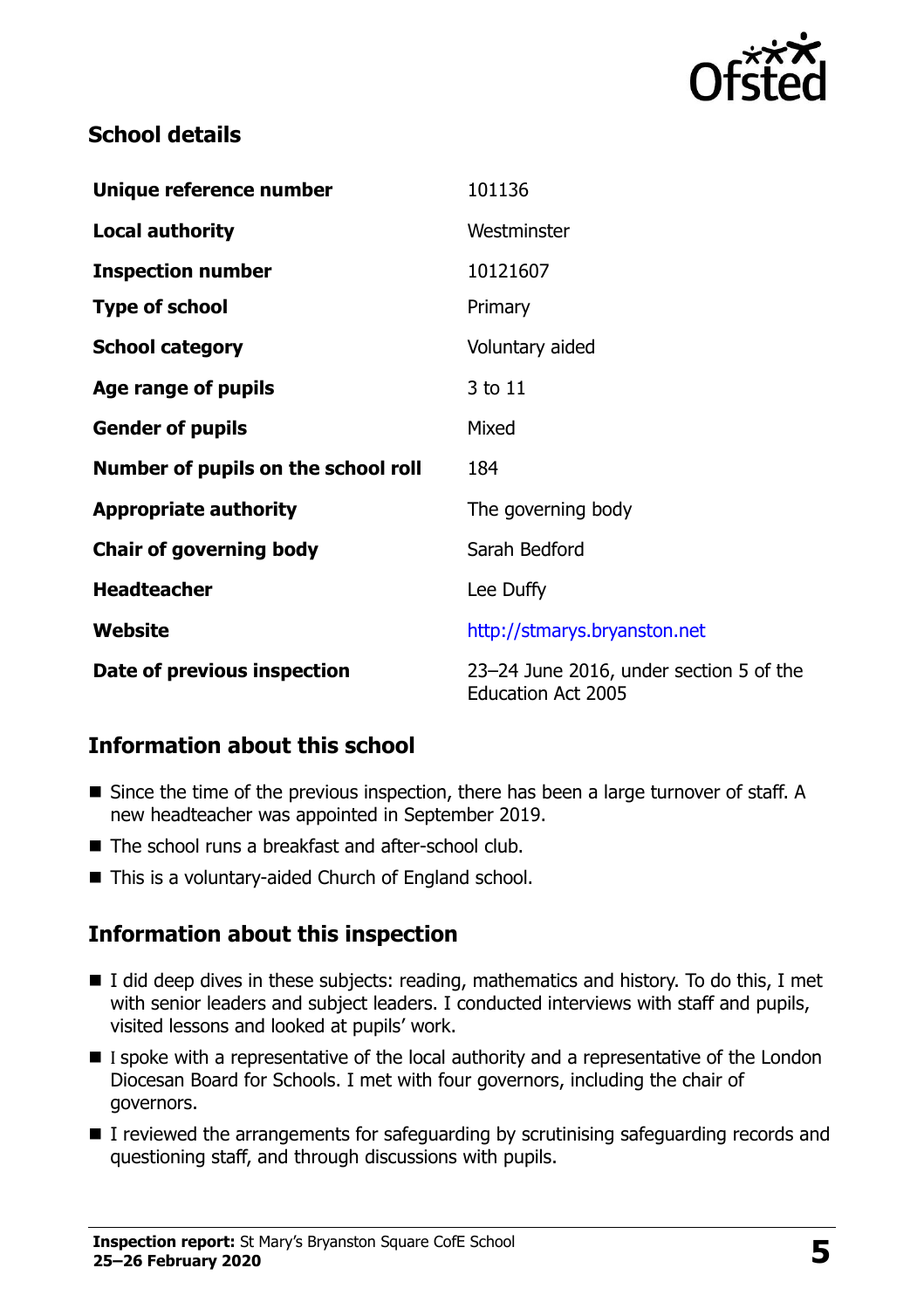## School details

| | |
|---|---|
| **Unique reference number** | 101136 |
| **Local authority** | Westminster |
| **Inspection number** | 10121607 |
| **Type of school** | Primary |
| **School category** | Voluntary aided |
| **Age range of pupils** | 3 to 11 |
| **Gender of pupils** | Mixed |
| **Number of pupils on the school roll** | 184 |
| **Appropriate authority** | The governing body |
| **Chair of governing body** | Sarah Bedford |
| **Headteacher** | Lee Duffy |
| **Website** | http://stmarys.bryanston.net |
| **Date of previous inspection** | 23–24 June 2016, under section 5 of the Education Act 2005 |

## Information about this school

- Since the time of the previous inspection, there has been a large turnover of staff. A new headteacher was appointed in September 2019.
- The school runs a breakfast and after-school club.
- This is a voluntary-aided Church of England school.

## Information about this inspection

- I did deep dives in these subjects: reading, mathematics and history. To do this, I met with senior leaders and subject leaders. I conducted interviews with staff and pupils, visited lessons and looked at pupils' work.
- I spoke with a representative of the local authority and a representative of the London Diocesan Board for Schools. I met with four governors, including the chair of governors.
- I reviewed the arrangements for safeguarding by scrutinising safeguarding records and questioning staff, and through discussions with pupils.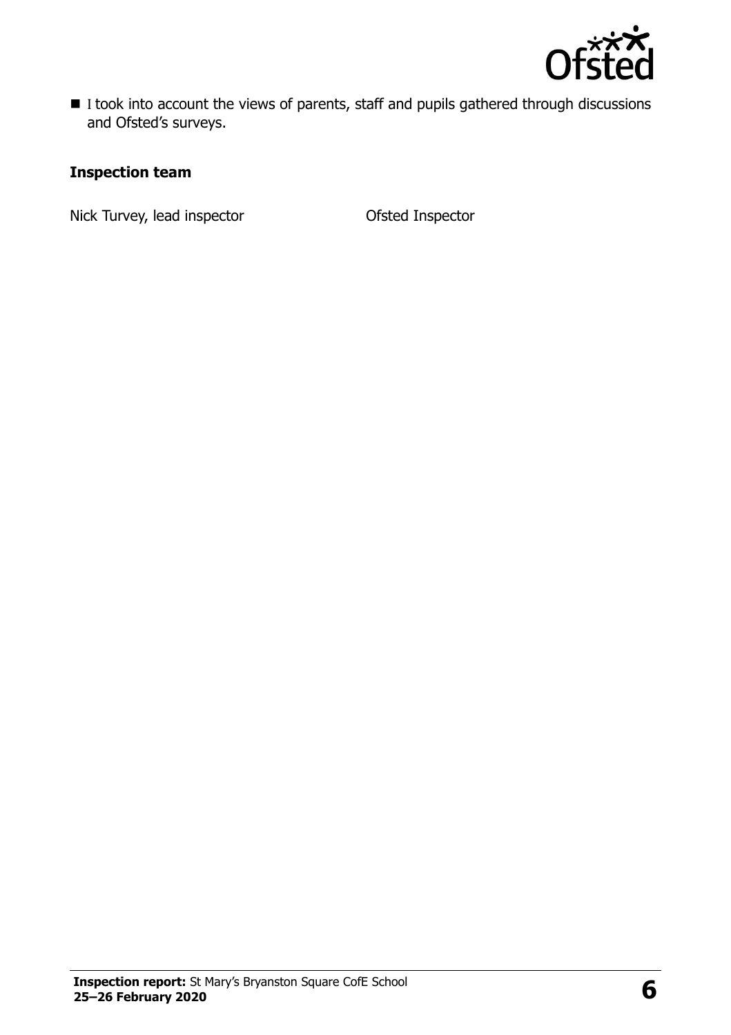- I took into account the views of parents, staff and pupils gathered through discussions and Ofsted's surveys.

**Inspection team**

Nick Turvey, lead inspector Ofsted Inspector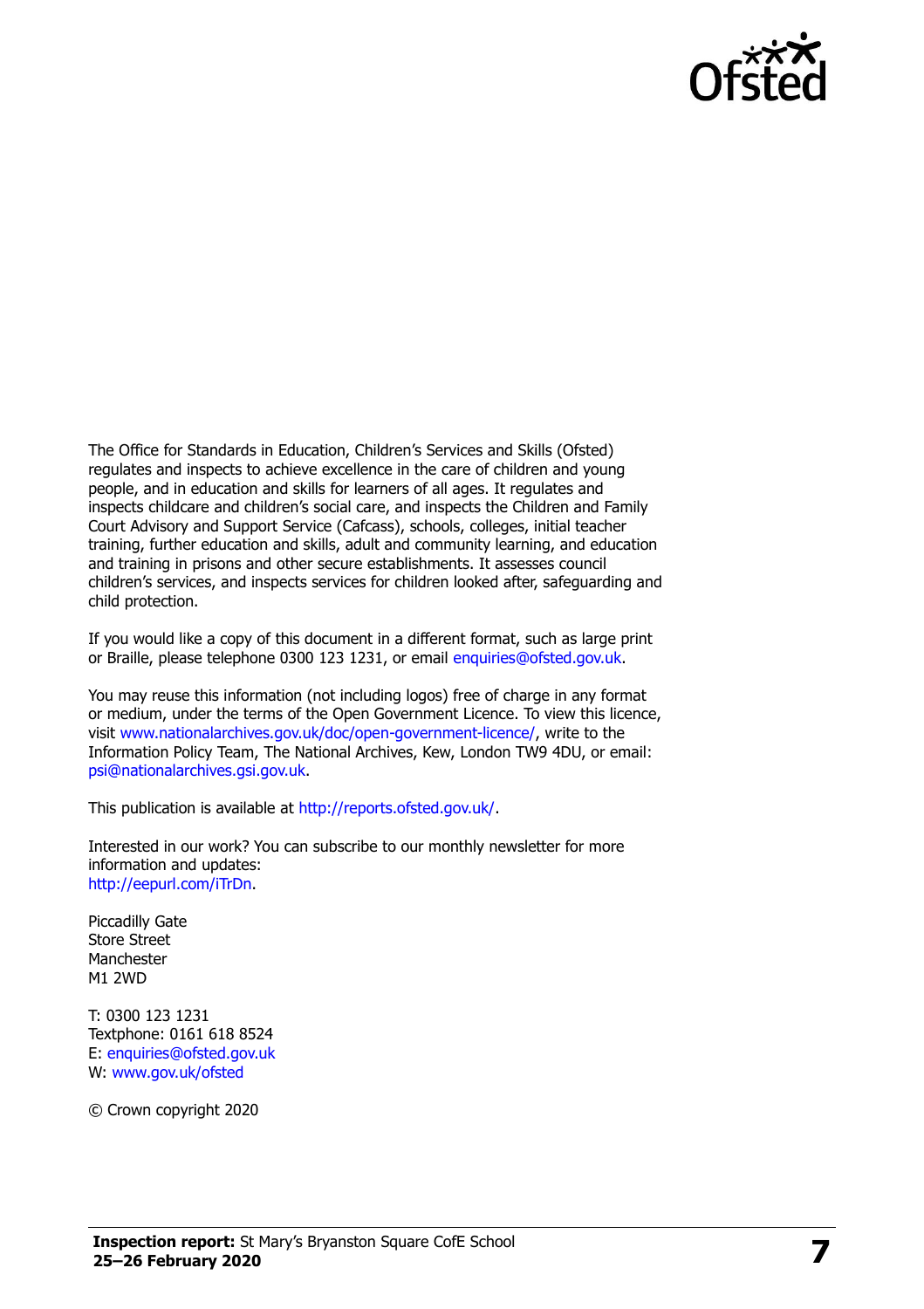The Office for Standards in Education, Children's Services and Skills (Ofsted) regulates and inspects to achieve excellence in the care of children and young people, and in education and skills for learners of all ages. It regulates and inspects childcare and children's social care, and inspects the Children and Family Court Advisory and Support Service (Cafcass), schools, colleges, initial teacher training, further education and skills, adult and community learning, and education and training in prisons and other secure establishments. It assesses council children's services, and inspects services for children looked after, safeguarding and child protection.

If you would like a copy of this document in a different format, such as large print or Braille, please telephone 0300 123 1231, or email enquiries@ofsted.gov.uk.

You may reuse this information (not including logos) free of charge in any format or medium, under the terms of the Open Government Licence. To view this licence, visit www.nationalarchives.gov.uk/doc/open-government-licence/, write to the Information Policy Team, The National Archives, Kew, London TW9 4DU, or email: psi@nationalarchives.gsi.gov.uk.

This publication is available at http://reports.ofsted.gov.uk/.

Interested in our work? You can subscribe to our monthly newsletter for more information and updates:
http://eepurl.com/iTrDn.

Piccadilly Gate
Store Street
Manchester
M1 2WD

T: 0300 123 1231
Textphone: 0161 618 8524
E: enquiries@ofsted.gov.uk
W: www.gov.uk/ofsted

© Crown copyright 2020